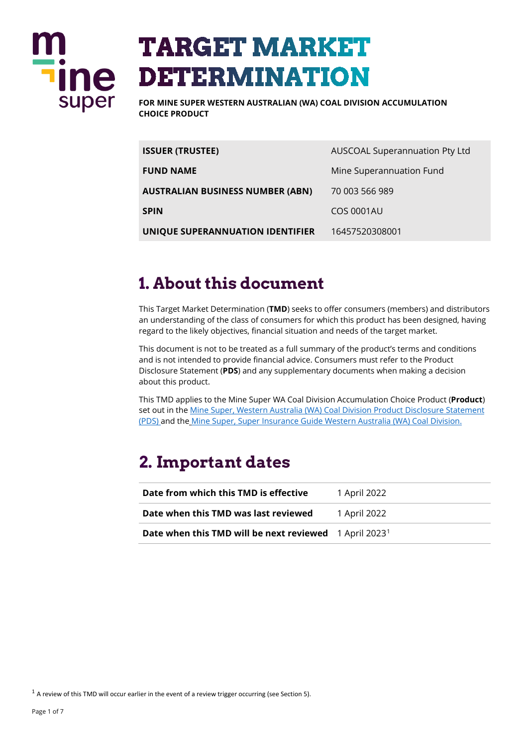# TARGET MARKET DETERMINATION

**FOR MINE SUPER WESTERN AUSTRALIAN (WA) COAL DIVISION ACCUMULATION CHOICE PRODUCT**

| | |
|---|---|
| **ISSUER (TRUSTEE)** | AUSCOAL Superannuation Pty Ltd |
| **FUND NAME** | Mine Superannuation Fund |
| **AUSTRALIAN BUSINESS NUMBER (ABN)** | 70 003 566 989 |
| **SPIN** | COS 0001AU |
| **UNIQUE SUPERANNUATION IDENTIFIER** | 16457520308001 |

## 1. About this document

This Target Market Determination (**TMD**) seeks to offer consumers (members) and distributors an understanding of the class of consumers for which this product has been designed, having regard to the likely objectives, financial situation and needs of the target market.

This document is not to be treated as a full summary of the product's terms and conditions and is not intended to provide financial advice. Consumers must refer to the Product Disclosure Statement (**PDS**) and any supplementary documents when making a decision about this product.

This TMD applies to the Mine Super WA Coal Division Accumulation Choice Product (**Product**) set out in the Mine Super, Western Australia (WA) Coal Division Product Disclosure Statement (PDS) and the Mine Super, Super Insurance Guide Western Australia (WA) Coal Division.

## 2. Important dates

| | |
|---|---|
| **Date from which this TMD is effective** | 1 April 2022 |
| **Date when this TMD was last reviewed** | 1 April 2022 |
| **Date when this TMD will be next reviewed** | 1 April 2023[1] |

[1] A review of this TMD will occur earlier in the event of a review trigger occurring (see Section 5).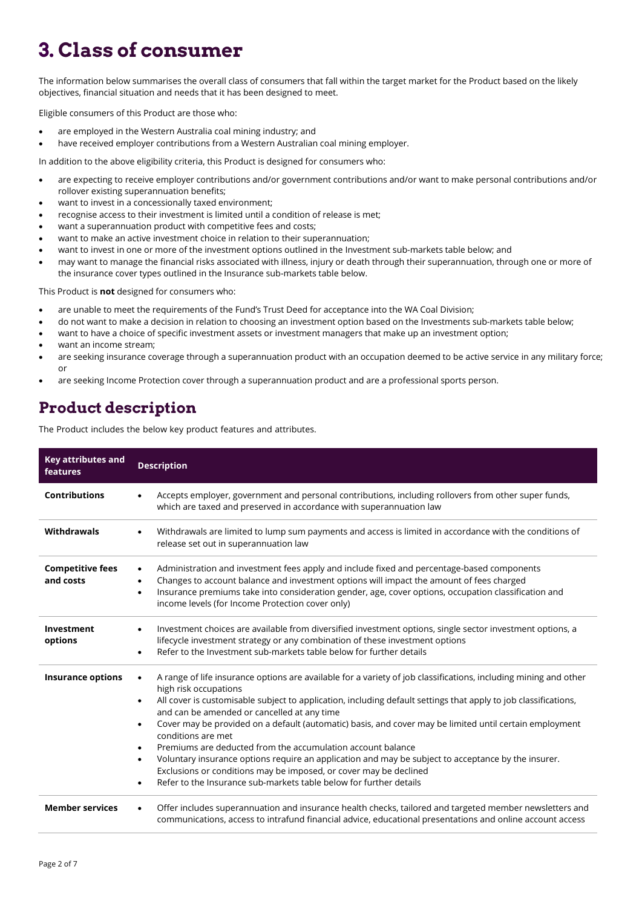# 3. Class of consumer

The information below summarises the overall class of consumers that fall within the target market for the Product based on the likely objectives, financial situation and needs that it has been designed to meet.

Eligible consumers of this Product are those who:

- are employed in the Western Australia coal mining industry; and
- have received employer contributions from a Western Australian coal mining employer.

In addition to the above eligibility criteria, this Product is designed for consumers who:

- are expecting to receive employer contributions and/or government contributions and/or want to make personal contributions and/or rollover existing superannuation benefits;
- want to invest in a concessionally taxed environment;
- recognise access to their investment is limited until a condition of release is met;
- want a superannuation product with competitive fees and costs;
- want to make an active investment choice in relation to their superannuation;
- want to invest in one or more of the investment options outlined in the Investment sub-markets table below; and
- may want to manage the financial risks associated with illness, injury or death through their superannuation, through one or more of the insurance cover types outlined in the Insurance sub-markets table below.

This Product is **not** designed for consumers who:

- are unable to meet the requirements of the Fund's Trust Deed for acceptance into the WA Coal Division;
- do not want to make a decision in relation to choosing an investment option based on the Investments sub-markets table below;
- want to have a choice of specific investment assets or investment managers that make up an investment option;
- want an income stream;
- are seeking insurance coverage through a superannuation product with an occupation deemed to be active service in any military force; or
- are seeking Income Protection cover through a superannuation product and are a professional sports person.

## Product description

The Product includes the below key product features and attributes.

| Key attributes and features | Description |
|---|---|
| **Contributions** | • Accepts employer, government and personal contributions, including rollovers from other super funds, which are taxed and preserved in accordance with superannuation law |
| **Withdrawals** | • Withdrawals are limited to lump sum payments and access is limited in accordance with the conditions of release set out in superannuation law |
| **Competitive fees and costs** | • Administration and investment fees apply and include fixed and percentage-based components<br>• Changes to account balance and investment options will impact the amount of fees charged<br>• Insurance premiums take into consideration gender, age, cover options, occupation classification and income levels (for Income Protection cover only) |
| **Investment options** | • Investment choices are available from diversified investment options, single sector investment options, a lifecycle investment strategy or any combination of these investment options<br>• Refer to the Investment sub-markets table below for further details |
| **Insurance options** | • A range of life insurance options are available for a variety of job classifications, including mining and other high risk occupations<br>• All cover is customisable subject to application, including default settings that apply to job classifications, and can be amended or cancelled at any time<br>• Cover may be provided on a default (automatic) basis, and cover may be limited until certain employment conditions are met<br>• Premiums are deducted from the accumulation account balance<br>• Voluntary insurance options require an application and may be subject to acceptance by the insurer. Exclusions or conditions may be imposed, or cover may be declined<br>• Refer to the Insurance sub-markets table below for further details |
| **Member services** | • Offer includes superannuation and insurance health checks, tailored and targeted member newsletters and communications, access to intrafund financial advice, educational presentations and online account access |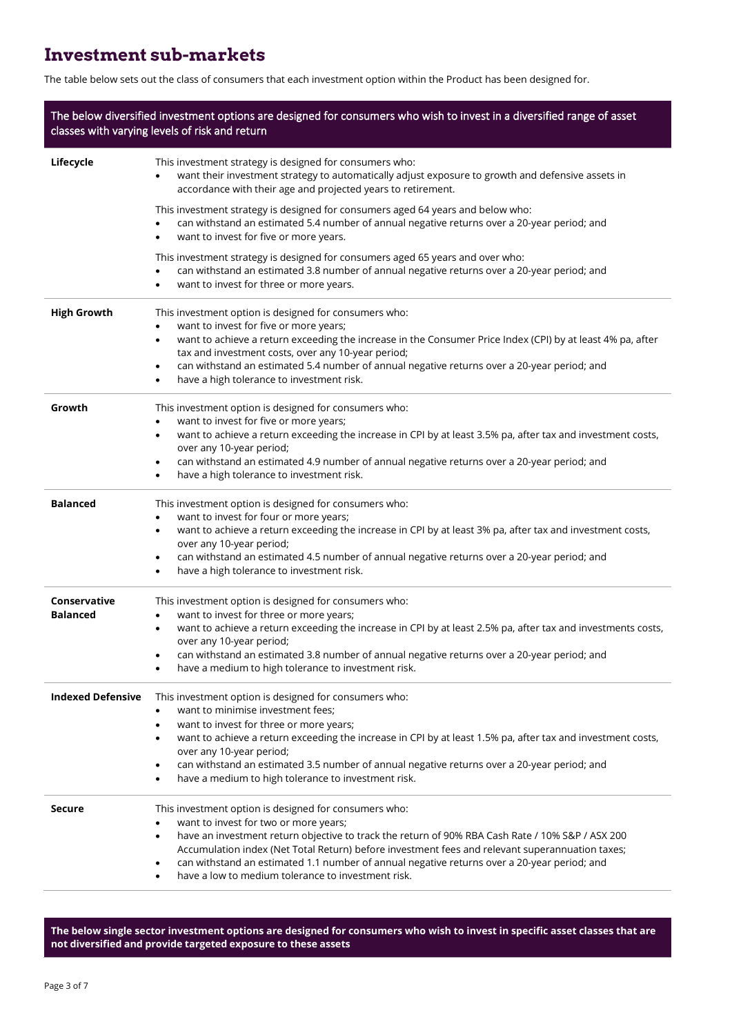## Investment sub-markets

The table below sets out the class of consumers that each investment option within the Product has been designed for.

| The below diversified investment options are designed for consumers who wish to invest in a diversified range of asset classes with varying levels of risk and return | |
|---|---|
| **Lifecycle** | This investment strategy is designed for consumers who:<br>• want their investment strategy to automatically adjust exposure to growth and defensive assets in accordance with their age and projected years to retirement.<br><br>This investment strategy is designed for consumers aged 64 years and below who:<br>• can withstand an estimated 5.4 number of annual negative returns over a 20-year period; and<br>• want to invest for five or more years.<br><br>This investment strategy is designed for consumers aged 65 years and over who:<br>• can withstand an estimated 3.8 number of annual negative returns over a 20-year period; and<br>• want to invest for three or more years. |
| **High Growth** | This investment option is designed for consumers who:<br>• want to invest for five or more years;<br>• want to achieve a return exceeding the increase in the Consumer Price Index (CPI) by at least 4% pa, after tax and investment costs, over any 10-year period;<br>• can withstand an estimated 5.4 number of annual negative returns over a 20-year period; and<br>• have a high tolerance to investment risk. |
| **Growth** | This investment option is designed for consumers who:<br>• want to invest for five or more years;<br>• want to achieve a return exceeding the increase in CPI by at least 3.5% pa, after tax and investment costs, over any 10-year period;<br>• can withstand an estimated 4.9 number of annual negative returns over a 20-year period; and<br>• have a high tolerance to investment risk. |
| **Balanced** | This investment option is designed for consumers who:<br>• want to invest for four or more years;<br>• want to achieve a return exceeding the increase in CPI by at least 3% pa, after tax and investment costs, over any 10-year period;<br>• can withstand an estimated 4.5 number of annual negative returns over a 20-year period; and<br>• have a high tolerance to investment risk. |
| **Conservative Balanced** | This investment option is designed for consumers who:<br>• want to invest for three or more years;<br>• want to achieve a return exceeding the increase in CPI by at least 2.5% pa, after tax and investments costs, over any 10-year period;<br>• can withstand an estimated 3.8 number of annual negative returns over a 20-year period; and<br>• have a medium to high tolerance to investment risk. |
| **Indexed Defensive** | This investment option is designed for consumers who:<br>• want to minimise investment fees;<br>• want to invest for three or more years;<br>• want to achieve a return exceeding the increase in CPI by at least 1.5% pa, after tax and investment costs, over any 10-year period;<br>• can withstand an estimated 3.5 number of annual negative returns over a 20-year period; and<br>• have a medium to high tolerance to investment risk. |
| **Secure** | This investment option is designed for consumers who:<br>• want to invest for two or more years;<br>• have an investment return objective to track the return of 90% RBA Cash Rate / 10% S&P / ASX 200 Accumulation index (Net Total Return) before investment fees and relevant superannuation taxes;<br>• can withstand an estimated 1.1 number of annual negative returns over a 20-year period; and<br>• have a low to medium tolerance to investment risk. |

**The below single sector investment options are designed for consumers who wish to invest in specific asset classes that are not diversified and provide targeted exposure to these assets**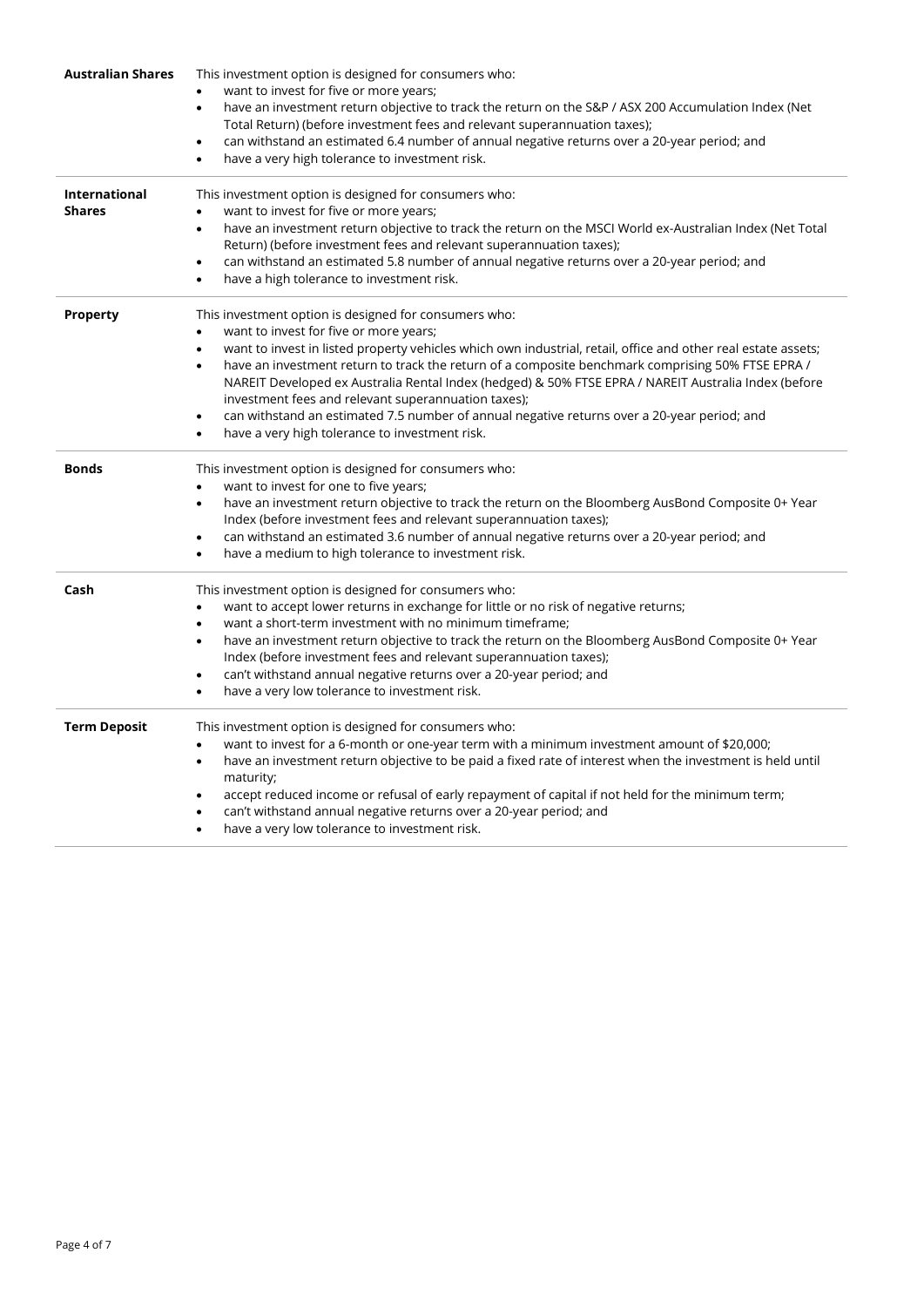| | |
|---|---|
| **Australian Shares** | This investment option is designed for consumers who:<br>• want to invest for five or more years;<br>• have an investment return objective to track the return on the S&P / ASX 200 Accumulation Index (Net Total Return) (before investment fees and relevant superannuation taxes);<br>• can withstand an estimated 6.4 number of annual negative returns over a 20-year period; and<br>• have a very high tolerance to investment risk. |
| **International Shares** | This investment option is designed for consumers who:<br>• want to invest for five or more years;<br>• have an investment return objective to track the return on the MSCI World ex-Australian Index (Net Total Return) (before investment fees and relevant superannuation taxes);<br>• can withstand an estimated 5.8 number of annual negative returns over a 20-year period; and<br>• have a high tolerance to investment risk. |
| **Property** | This investment option is designed for consumers who:<br>• want to invest for five or more years;<br>• want to invest in listed property vehicles which own industrial, retail, office and other real estate assets;<br>• have an investment return to track the return of a composite benchmark comprising 50% FTSE EPRA / NAREIT Developed ex Australia Rental Index (hedged) & 50% FTSE EPRA / NAREIT Australia Index (before investment fees and relevant superannuation taxes);<br>• can withstand an estimated 7.5 number of annual negative returns over a 20-year period; and<br>• have a very high tolerance to investment risk. |
| **Bonds** | This investment option is designed for consumers who:<br>• want to invest for one to five years;<br>• have an investment return objective to track the return on the Bloomberg AusBond Composite 0+ Year Index (before investment fees and relevant superannuation taxes);<br>• can withstand an estimated 3.6 number of annual negative returns over a 20-year period; and<br>• have a medium to high tolerance to investment risk. |
| **Cash** | This investment option is designed for consumers who:<br>• want to accept lower returns in exchange for little or no risk of negative returns;<br>• want a short-term investment with no minimum timeframe;<br>• have an investment return objective to track the return on the Bloomberg AusBond Composite 0+ Year Index (before investment fees and relevant superannuation taxes);<br>• can't withstand annual negative returns over a 20-year period; and<br>• have a very low tolerance to investment risk. |
| **Term Deposit** | This investment option is designed for consumers who:<br>• want to invest for a 6-month or one-year term with a minimum investment amount of $20,000;<br>• have an investment return objective to be paid a fixed rate of interest when the investment is held until maturity;<br>• accept reduced income or refusal of early repayment of capital if not held for the minimum term;<br>• can't withstand annual negative returns over a 20-year period; and<br>• have a very low tolerance to investment risk. |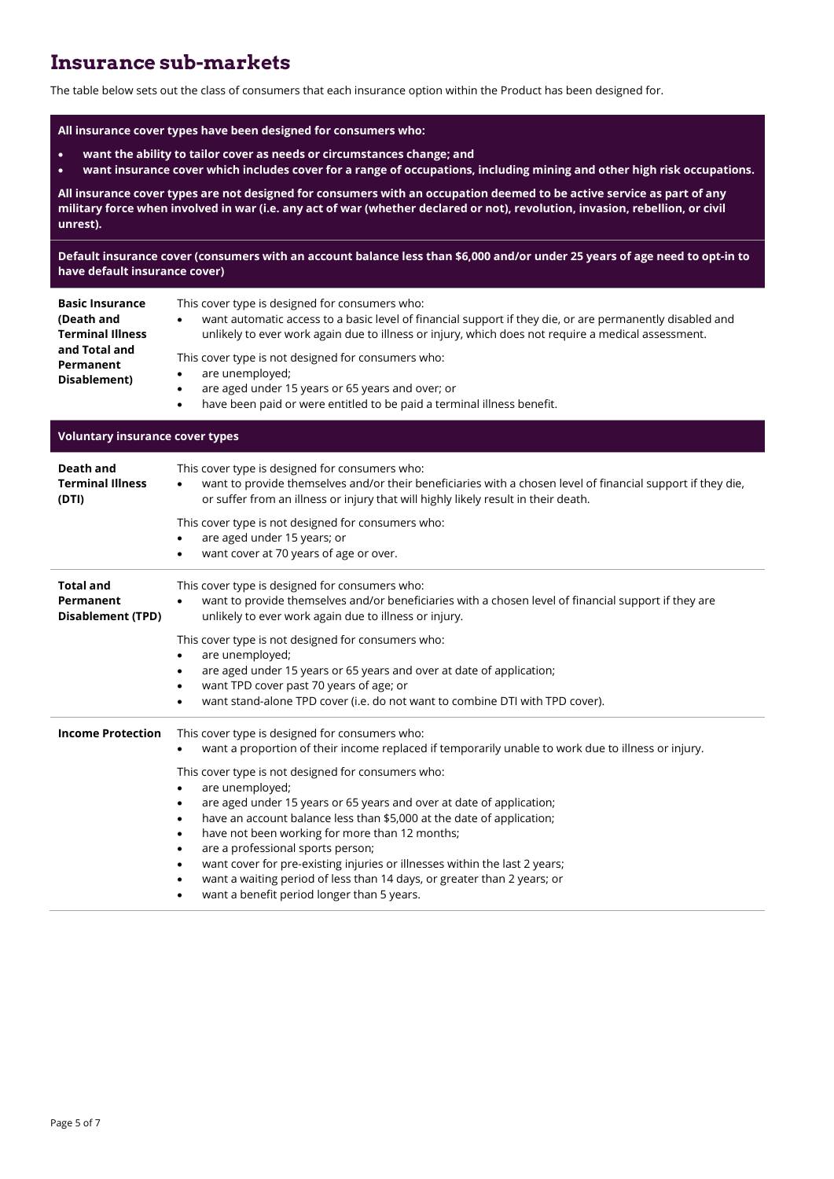# Insurance sub-markets

The table below sets out the class of consumers that each insurance option within the Product has been designed for.

**All insurance cover types have been designed for consumers who:**

- **want the ability to tailor cover as needs or circumstances change; and**
- **want insurance cover which includes cover for a range of occupations, including mining and other high risk occupations.**

**All insurance cover types are not designed for consumers with an occupation deemed to be active service as part of any military force when involved in war (i.e. any act of war (whether declared or not), revolution, invasion, rebellion, or civil unrest).**

**Default insurance cover (consumers with an account balance less than $6,000 and/or under 25 years of age need to opt-in to have default insurance cover)**

| | |
|---|---|
| **Basic Insurance (Death and Terminal Illness and Total and Permanent Disablement)** | This cover type is designed for consumers who:<br>• want automatic access to a basic level of financial support if they die, or are permanently disabled and unlikely to ever work again due to illness or injury, which does not require a medical assessment.<br><br>This cover type is not designed for consumers who:<br>• are unemployed;<br>• are aged under 15 years or 65 years and over; or<br>• have been paid or were entitled to be paid a terminal illness benefit. |

**Voluntary insurance cover types**

| | |
|---|---|
| **Death and Terminal Illness (DTI)** | This cover type is designed for consumers who:<br>• want to provide themselves and/or their beneficiaries with a chosen level of financial support if they die, or suffer from an illness or injury that will highly likely result in their death.<br><br>This cover type is not designed for consumers who:<br>• are aged under 15 years; or<br>• want cover at 70 years of age or over. |
| **Total and Permanent Disablement (TPD)** | This cover type is designed for consumers who:<br>• want to provide themselves and/or beneficiaries with a chosen level of financial support if they are unlikely to ever work again due to illness or injury.<br><br>This cover type is not designed for consumers who:<br>• are unemployed;<br>• are aged under 15 years or 65 years and over at date of application;<br>• want TPD cover past 70 years of age; or<br>• want stand-alone TPD cover (i.e. do not want to combine DTI with TPD cover). |
| **Income Protection** | This cover type is designed for consumers who:<br>• want a proportion of their income replaced if temporarily unable to work due to illness or injury.<br><br>This cover type is not designed for consumers who:<br>• are unemployed;<br>• are aged under 15 years or 65 years and over at date of application;<br>• have an account balance less than $5,000 at the date of application;<br>• have not been working for more than 12 months;<br>• are a professional sports person;<br>• want cover for pre-existing injuries or illnesses within the last 2 years;<br>• want a waiting period of less than 14 days, or greater than 2 years; or<br>• want a benefit period longer than 5 years. |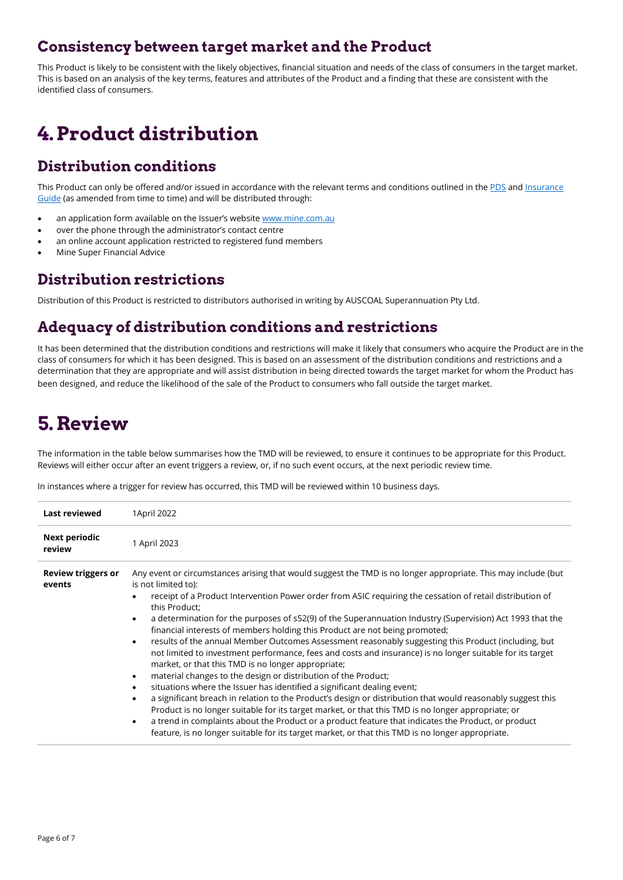## Consistency between target market and the Product

This Product is likely to be consistent with the likely objectives, financial situation and needs of the class of consumers in the target market. This is based on an analysis of the key terms, features and attributes of the Product and a finding that these are consistent with the identified class of consumers.

# 4. Product distribution

## Distribution conditions

This Product can only be offered and/or issued in accordance with the relevant terms and conditions outlined in the PDS and Insurance Guide (as amended from time to time) and will be distributed through:

- an application form available on the Issuer's website www.mine.com.au
- over the phone through the administrator's contact centre
- an online account application restricted to registered fund members
- Mine Super Financial Advice

## Distribution restrictions

Distribution of this Product is restricted to distributors authorised in writing by AUSCOAL Superannuation Pty Ltd.

## Adequacy of distribution conditions and restrictions

It has been determined that the distribution conditions and restrictions will make it likely that consumers who acquire the Product are in the class of consumers for which it has been designed. This is based on an assessment of the distribution conditions and restrictions and a determination that they are appropriate and will assist distribution in being directed towards the target market for whom the Product has been designed, and reduce the likelihood of the sale of the Product to consumers who fall outside the target market.

# 5. Review

The information in the table below summarises how the TMD will be reviewed, to ensure it continues to be appropriate for this Product. Reviews will either occur after an event triggers a review, or, if no such event occurs, at the next periodic review time.

In instances where a trigger for review has occurred, this TMD will be reviewed within 10 business days.

| | |
|---|---|
| **Last reviewed** | 1April 2022 |
| **Next periodic review** | 1 April 2023 |
| **Review triggers or events** | Any event or circumstances arising that would suggest the TMD is no longer appropriate. This may include (but is not limited to): <br>• receipt of a Product Intervention Power order from ASIC requiring the cessation of retail distribution of this Product; <br>• a determination for the purposes of s52(9) of the Superannuation Industry (Supervision) Act 1993 that the financial interests of members holding this Product are not being promoted; <br>• results of the annual Member Outcomes Assessment reasonably suggesting this Product (including, but not limited to investment performance, fees and costs and insurance) is no longer suitable for its target market, or that this TMD is no longer appropriate; <br>• material changes to the design or distribution of the Product; <br>• situations where the Issuer has identified a significant dealing event; <br>• a significant breach in relation to the Product's design or distribution that would reasonably suggest this Product is no longer suitable for its target market, or that this TMD is no longer appropriate; or <br>• a trend in complaints about the Product or a product feature that indicates the Product, or product feature, is no longer suitable for its target market, or that this TMD is no longer appropriate. |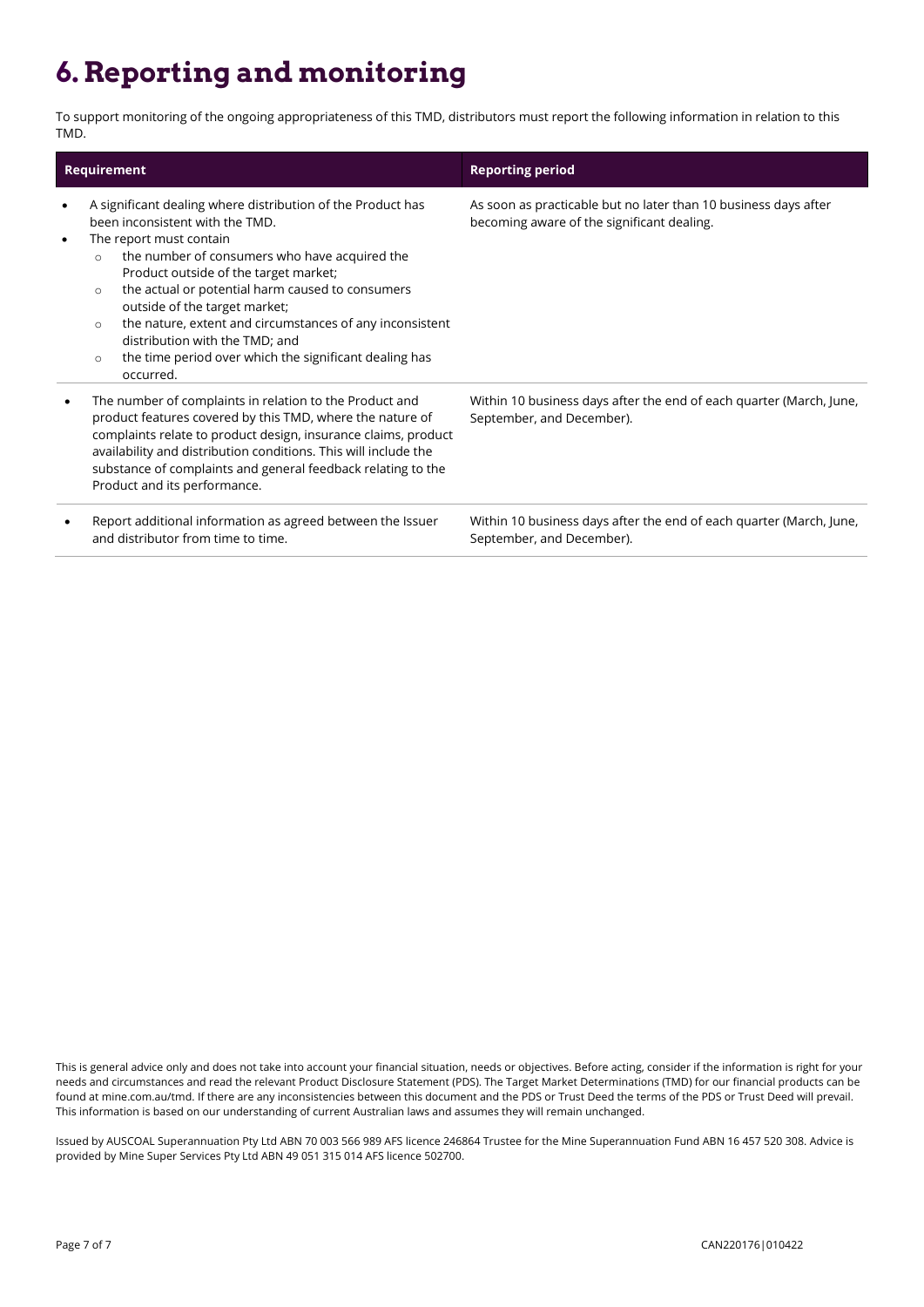# 6. Reporting and monitoring

To support monitoring of the ongoing appropriateness of this TMD, distributors must report the following information in relation to this TMD.

| Requirement | Reporting period |
| --- | --- |
| • A significant dealing where distribution of the Product has been inconsistent with the TMD.<br>• The report must contain<br>  ○ the number of consumers who have acquired the Product outside of the target market;<br>  ○ the actual or potential harm caused to consumers outside of the target market;<br>  ○ the nature, extent and circumstances of any inconsistent distribution with the TMD; and<br>  ○ the time period over which the significant dealing has occurred. | As soon as practicable but no later than 10 business days after becoming aware of the significant dealing. |
| • The number of complaints in relation to the Product and product features covered by this TMD, where the nature of complaints relate to product design, insurance claims, product availability and distribution conditions. This will include the substance of complaints and general feedback relating to the Product and its performance. | Within 10 business days after the end of each quarter (March, June, September, and December). |
| • Report additional information as agreed between the Issuer and distributor from time to time. | Within 10 business days after the end of each quarter (March, June, September, and December). |

This is general advice only and does not take into account your financial situation, needs or objectives. Before acting, consider if the information is right for your needs and circumstances and read the relevant Product Disclosure Statement (PDS). The Target Market Determinations (TMD) for our financial products can be found at mine.com.au/tmd. If there are any inconsistencies between this document and the PDS or Trust Deed the terms of the PDS or Trust Deed will prevail. This information is based on our understanding of current Australian laws and assumes they will remain unchanged.

Issued by AUSCOAL Superannuation Pty Ltd ABN 70 003 566 989 AFS licence 246864 Trustee for the Mine Superannuation Fund ABN 16 457 520 308. Advice is provided by Mine Super Services Pty Ltd ABN 49 051 315 014 AFS licence 502700.

CAN220176|010422